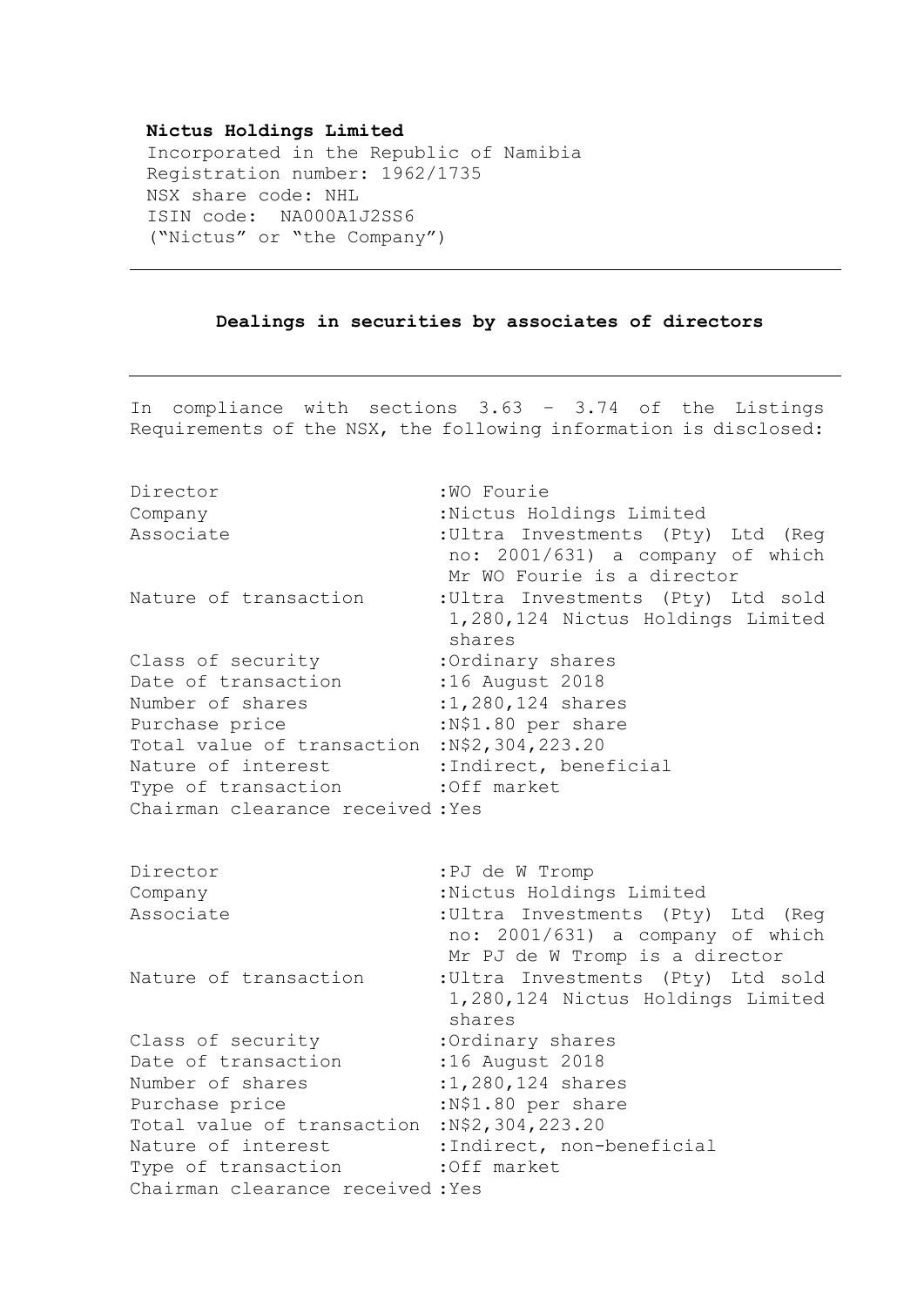**Nictus Holdings Limited**
Incorporated in the Republic of Namibia
Registration number: 1962/1735
NSX share code: NHL
ISIN code: NA000A1J2SS6
("Nictus" or "the Company")

---

**Dealings in securities by associates of directors**

---

In compliance with sections 3.63 – 3.74 of the Listings Requirements of the NSX, the following information is disclosed:

| | |
|---|---|
| Director | :WO Fourie |
| Company | :Nictus Holdings Limited |
| Associate | :Ultra Investments (Pty) Ltd (Reg no: 2001/631) a company of which Mr WO Fourie is a director |
| Nature of transaction | :Ultra Investments (Pty) Ltd sold 1,280,124 Nictus Holdings Limited shares |
| Class of security | :Ordinary shares |
| Date of transaction | :16 August 2018 |
| Number of shares | :1,280,124 shares |
| Purchase price | :N$1.80 per share |
| Total value of transaction | :N$2,304,223.20 |
| Nature of interest | :Indirect, beneficial |
| Type of transaction | :Off market |
| Chairman clearance received | :Yes |

| | |
|---|---|
| Director | :PJ de W Tromp |
| Company | :Nictus Holdings Limited |
| Associate | :Ultra Investments (Pty) Ltd (Reg no: 2001/631) a company of which Mr PJ de W Tromp is a director |
| Nature of transaction | :Ultra Investments (Pty) Ltd sold 1,280,124 Nictus Holdings Limited shares |
| Class of security | :Ordinary shares |
| Date of transaction | :16 August 2018 |
| Number of shares | :1,280,124 shares |
| Purchase price | :N$1.80 per share |
| Total value of transaction | :N$2,304,223.20 |
| Nature of interest | :Indirect, non-beneficial |
| Type of transaction | :Off market |
| Chairman clearance received | :Yes |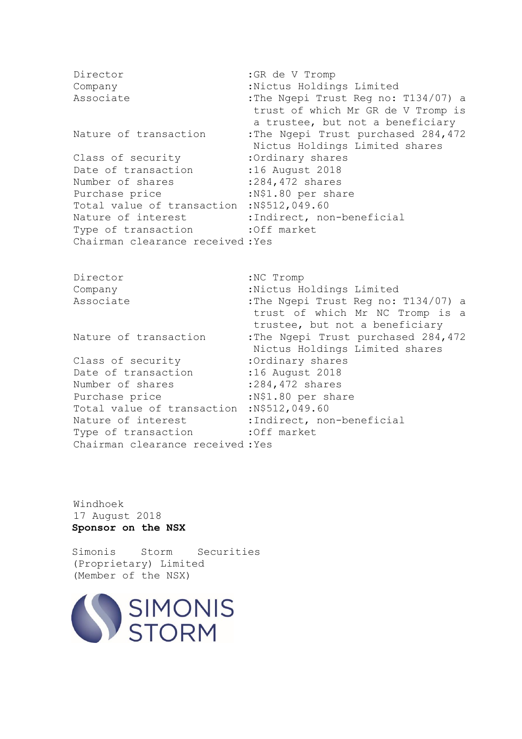| | |
|---|---|
| Director | :GR de V Tromp |
| Company | :Nictus Holdings Limited |
| Associate | :The Ngepi Trust Reg no: T134/07) a trust of which Mr GR de V Tromp is a trustee, but not a beneficiary |
| Nature of transaction | :The Ngepi Trust purchased 284,472 Nictus Holdings Limited shares |
| Class of security | :Ordinary shares |
| Date of transaction | :16 August 2018 |
| Number of shares | :284,472 shares |
| Purchase price | :N$1.80 per share |
| Total value of transaction | :N$512,049.60 |
| Nature of interest | :Indirect, non-beneficial |
| Type of transaction | :Off market |
| Chairman clearance received | :Yes |

| | |
|---|---|
| Director | :NC Tromp |
| Company | :Nictus Holdings Limited |
| Associate | :The Ngepi Trust Reg no: T134/07) a trust of which Mr NC Tromp is a trustee, but not a beneficiary |
| Nature of transaction | :The Ngepi Trust purchased 284,472 Nictus Holdings Limited shares |
| Class of security | :Ordinary shares |
| Date of transaction | :16 August 2018 |
| Number of shares | :284,472 shares |
| Purchase price | :N$1.80 per share |
| Total value of transaction | :N$512,049.60 |
| Nature of interest | :Indirect, non-beneficial |
| Type of transaction | :Off market |
| Chairman clearance received | :Yes |

Windhoek
17 August 2018

**Sponsor on the NSX**

Simonis Storm Securities (Proprietary) Limited
(Member of the NSX)

SIMONIS STORM